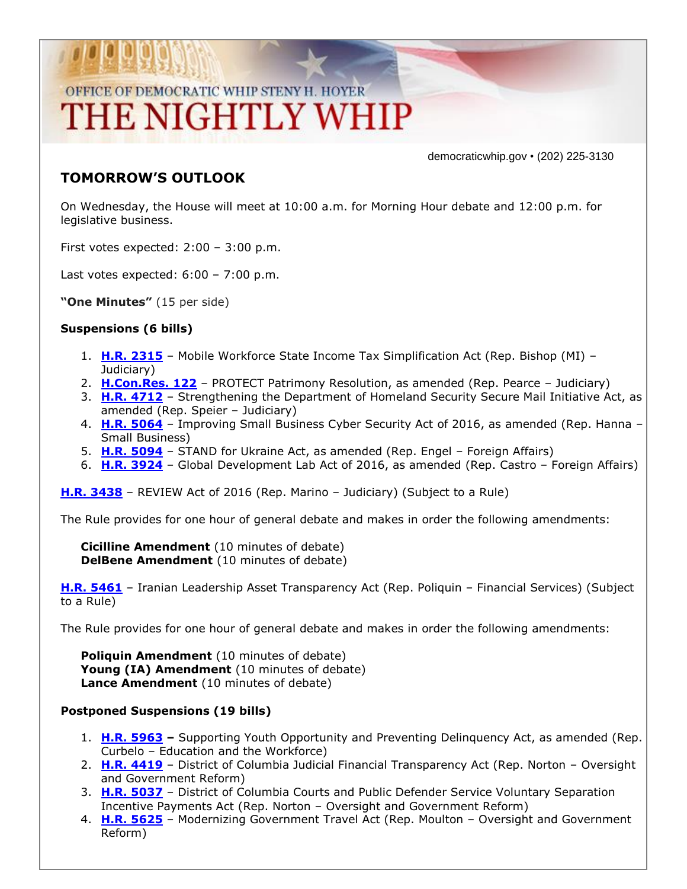OFFICE OF DEMOCRATIC WHIP STENY H. HOYER

# THE NIGHTLY WHIP

democraticwhip.gov • (202) 225-3130

## TOMORROW'S OUTLOOK

On Wednesday, the House will meet at 10:00 a.m. for Morning Hour debate and 12:00 p.m. for legislative business.

First votes expected: 2:00 – 3:00 p.m.

Last votes expected: 6:00 – 7:00 p.m.

**"One Minutes"** (15 per side)

**Suspensions (6 bills)**

1. **H.R. 2315** – Mobile Workforce State Income Tax Simplification Act (Rep. Bishop (MI) – Judiciary)
2. **H.Con.Res. 122** – PROTECT Patrimony Resolution, as amended (Rep. Pearce – Judiciary)
3. **H.R. 4712** – Strengthening the Department of Homeland Security Secure Mail Initiative Act, as amended (Rep. Speier – Judiciary)
4. **H.R. 5064** – Improving Small Business Cyber Security Act of 2016, as amended (Rep. Hanna – Small Business)
5. **H.R. 5094** – STAND for Ukraine Act, as amended (Rep. Engel – Foreign Affairs)
6. **H.R. 3924** – Global Development Lab Act of 2016, as amended (Rep. Castro – Foreign Affairs)

**H.R. 3438** – REVIEW Act of 2016 (Rep. Marino – Judiciary) (Subject to a Rule)

The Rule provides for one hour of general debate and makes in order the following amendments:

**Cicilline Amendment** (10 minutes of debate)
**DelBene Amendment** (10 minutes of debate)

**H.R. 5461** – Iranian Leadership Asset Transparency Act (Rep. Poliquin – Financial Services) (Subject to a Rule)

The Rule provides for one hour of general debate and makes in order the following amendments:

**Poliquin Amendment** (10 minutes of debate)
**Young (IA) Amendment** (10 minutes of debate)
**Lance Amendment** (10 minutes of debate)

**Postponed Suspensions (19 bills)**

1. **H.R. 5963 –** Supporting Youth Opportunity and Preventing Delinquency Act, as amended (Rep. Curbelo – Education and the Workforce)
2. **H.R. 4419** – District of Columbia Judicial Financial Transparency Act (Rep. Norton – Oversight and Government Reform)
3. **H.R. 5037** – District of Columbia Courts and Public Defender Service Voluntary Separation Incentive Payments Act (Rep. Norton – Oversight and Government Reform)
4. **H.R. 5625** – Modernizing Government Travel Act (Rep. Moulton – Oversight and Government Reform)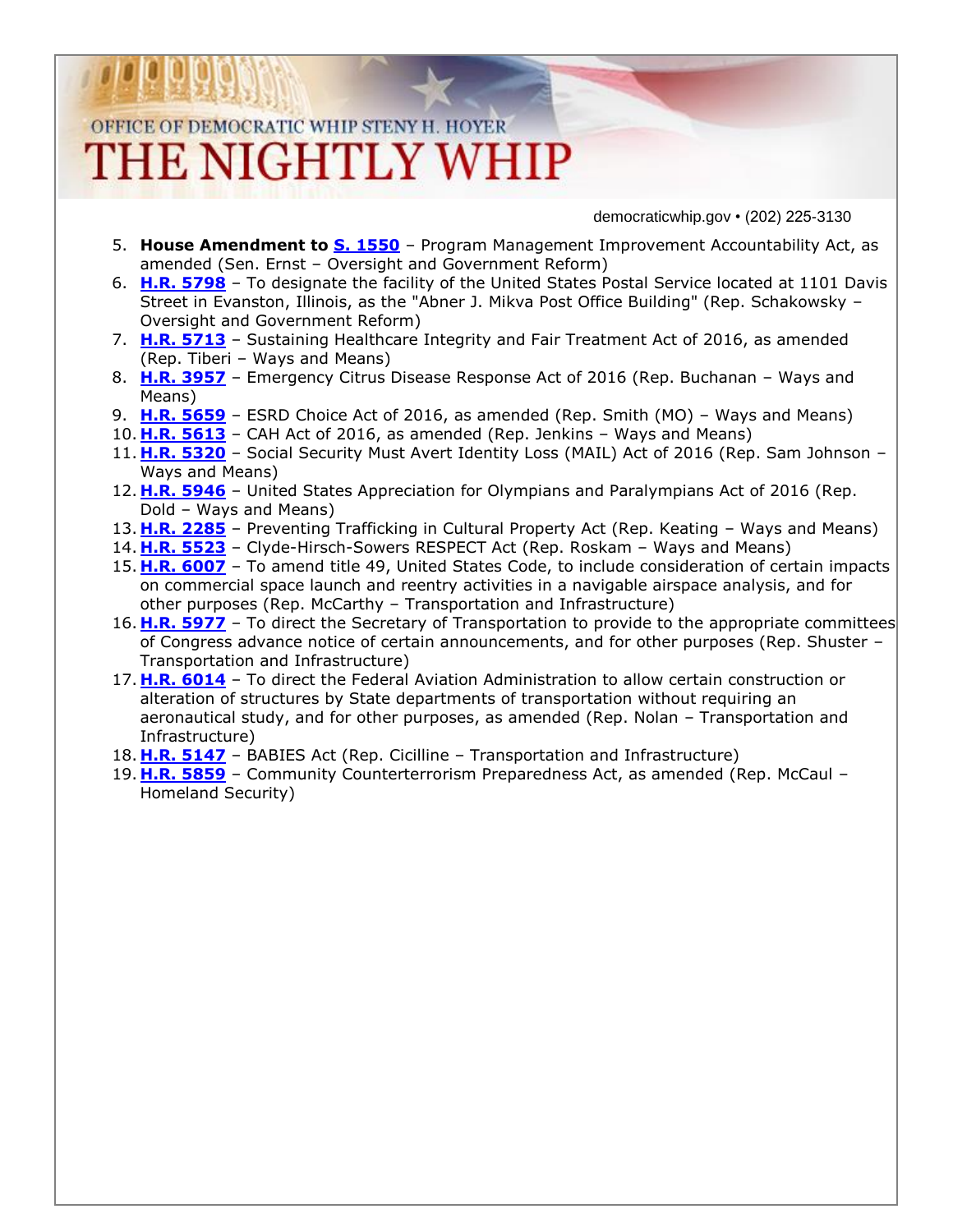5. **House Amendment to [S. 1550](#)** – Program Management Improvement Accountability Act, as amended (Sen. Ernst – Oversight and Government Reform)
6. **[H.R. 5798](#)** – To designate the facility of the United States Postal Service located at 1101 Davis Street in Evanston, Illinois, as the "Abner J. Mikva Post Office Building" (Rep. Schakowsky – Oversight and Government Reform)
7. **[H.R. 5713](#)** – Sustaining Healthcare Integrity and Fair Treatment Act of 2016, as amended (Rep. Tiberi – Ways and Means)
8. **[H.R. 3957](#)** – Emergency Citrus Disease Response Act of 2016 (Rep. Buchanan – Ways and Means)
9. **[H.R. 5659](#)** – ESRD Choice Act of 2016, as amended (Rep. Smith (MO) – Ways and Means)
10. **[H.R. 5613](#)** – CAH Act of 2016, as amended (Rep. Jenkins – Ways and Means)
11. **[H.R. 5320](#)** – Social Security Must Avert Identity Loss (MAIL) Act of 2016 (Rep. Sam Johnson – Ways and Means)
12. **[H.R. 5946](#)** – United States Appreciation for Olympians and Paralympians Act of 2016 (Rep. Dold – Ways and Means)
13. **[H.R. 2285](#)** – Preventing Trafficking in Cultural Property Act (Rep. Keating – Ways and Means)
14. **[H.R. 5523](#)** – Clyde-Hirsch-Sowers RESPECT Act (Rep. Roskam – Ways and Means)
15. **[H.R. 6007](#)** – To amend title 49, United States Code, to include consideration of certain impacts on commercial space launch and reentry activities in a navigable airspace analysis, and for other purposes (Rep. McCarthy – Transportation and Infrastructure)
16. **[H.R. 5977](#)** – To direct the Secretary of Transportation to provide to the appropriate committees of Congress advance notice of certain announcements, and for other purposes (Rep. Shuster – Transportation and Infrastructure)
17. **[H.R. 6014](#)** – To direct the Federal Aviation Administration to allow certain construction or alteration of structures by State departments of transportation without requiring an aeronautical study, and for other purposes, as amended (Rep. Nolan – Transportation and Infrastructure)
18. **[H.R. 5147](#)** – BABIES Act (Rep. Cicilline – Transportation and Infrastructure)
19. **[H.R. 5859](#)** – Community Counterterrorism Preparedness Act, as amended (Rep. McCaul – Homeland Security)